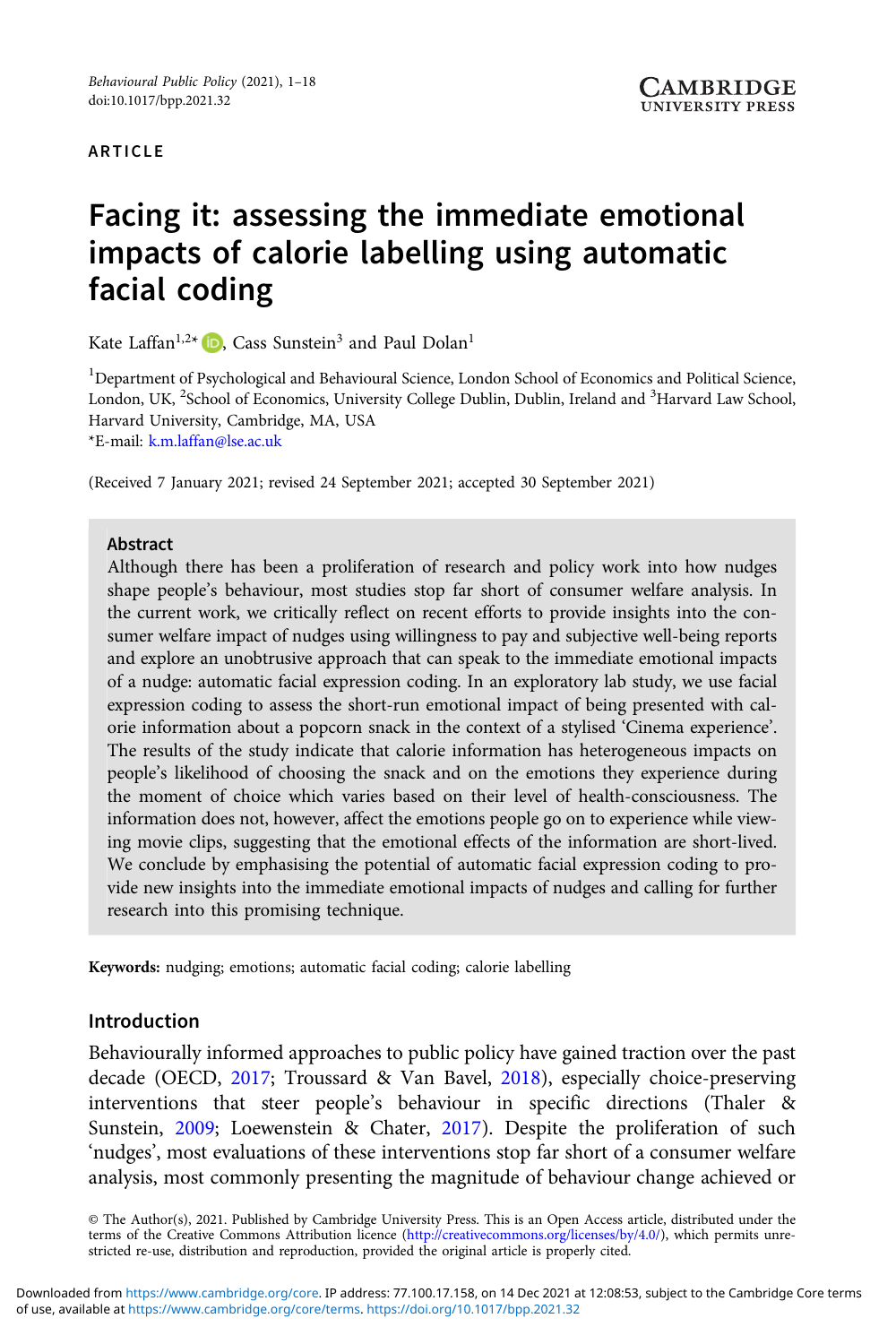ARTICLE

# Facing it: assessing the immediate emotional impacts of calorie labelling using automatic facial coding

Kate Laffan[1,2*], Cass Sunstein[3] and Paul Dolan[1]

[1]Department of Psychological and Behavioural Science, London School of Economics and Political Science, London, UK, [2]School of Economics, University College Dublin, Dublin, Ireland and [3]Harvard Law School, Harvard University, Cambridge, MA, USA
*E-mail: k.m.laffan@lse.ac.uk

(Received 7 January 2021; revised 24 September 2021; accepted 30 September 2021)

## Abstract

Although there has been a proliferation of research and policy work into how nudges shape people's behaviour, most studies stop far short of consumer welfare analysis. In the current work, we critically reflect on recent efforts to provide insights into the consumer welfare impact of nudges using willingness to pay and subjective well-being reports and explore an unobtrusive approach that can speak to the immediate emotional impacts of a nudge: automatic facial expression coding. In an exploratory lab study, we use facial expression coding to assess the short-run emotional impact of being presented with calorie information about a popcorn snack in the context of a stylised 'Cinema experience'. The results of the study indicate that calorie information has heterogeneous impacts on people's likelihood of choosing the snack and on the emotions they experience during the moment of choice which varies based on their level of health-consciousness. The information does not, however, affect the emotions people go on to experience while viewing movie clips, suggesting that the emotional effects of the information are short-lived. We conclude by emphasising the potential of automatic facial expression coding to provide new insights into the immediate emotional impacts of nudges and calling for further research into this promising technique.

**Keywords:** nudging; emotions; automatic facial coding; calorie labelling

## Introduction

Behaviourally informed approaches to public policy have gained traction over the past decade (OECD, 2017; Troussard & Van Bavel, 2018), especially choice-preserving interventions that steer people's behaviour in specific directions (Thaler & Sunstein, 2009; Loewenstein & Chater, 2017). Despite the proliferation of such 'nudges', most evaluations of these interventions stop far short of a consumer welfare analysis, most commonly presenting the magnitude of behaviour change achieved or

© The Author(s), 2021. Published by Cambridge University Press. This is an Open Access article, distributed under the terms of the Creative Commons Attribution licence (http://creativecommons.org/licenses/by/4.0/), which permits unrestricted re-use, distribution and reproduction, provided the original article is properly cited.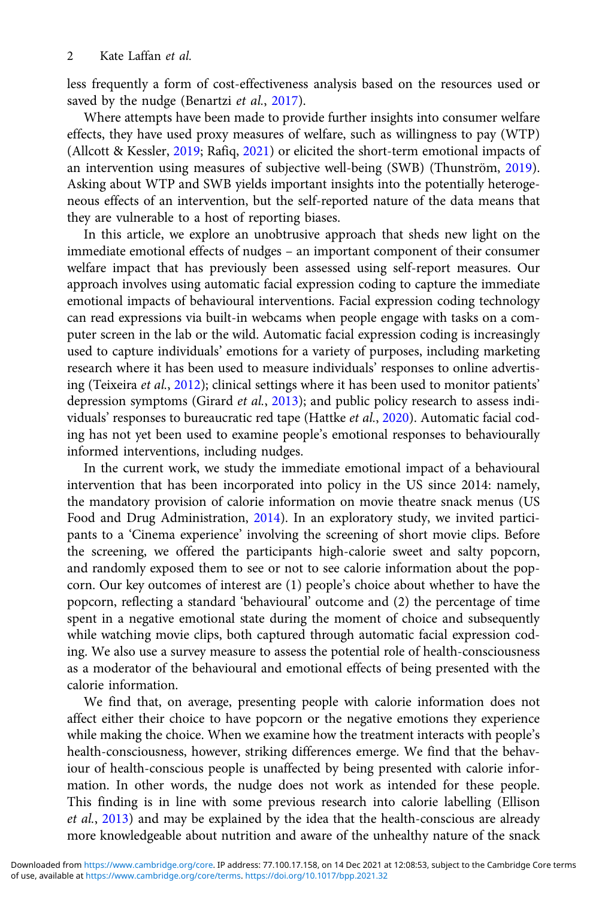less frequently a form of cost-effectiveness analysis based on the resources used or saved by the nudge (Benartzi *et al.*, 2017).

Where attempts have been made to provide further insights into consumer welfare effects, they have used proxy measures of welfare, such as willingness to pay (WTP) (Allcott & Kessler, 2019; Rafiq, 2021) or elicited the short-term emotional impacts of an intervention using measures of subjective well-being (SWB) (Thunström, 2019). Asking about WTP and SWB yields important insights into the potentially heterogeneous effects of an intervention, but the self-reported nature of the data means that they are vulnerable to a host of reporting biases.

In this article, we explore an unobtrusive approach that sheds new light on the immediate emotional effects of nudges – an important component of their consumer welfare impact that has previously been assessed using self-report measures. Our approach involves using automatic facial expression coding to capture the immediate emotional impacts of behavioural interventions. Facial expression coding technology can read expressions via built-in webcams when people engage with tasks on a computer screen in the lab or the wild. Automatic facial expression coding is increasingly used to capture individuals' emotions for a variety of purposes, including marketing research where it has been used to measure individuals' responses to online advertising (Teixeira *et al.*, 2012); clinical settings where it has been used to monitor patients' depression symptoms (Girard *et al.*, 2013); and public policy research to assess individuals' responses to bureaucratic red tape (Hattke *et al.*, 2020). Automatic facial coding has not yet been used to examine people's emotional responses to behaviourally informed interventions, including nudges.

In the current work, we study the immediate emotional impact of a behavioural intervention that has been incorporated into policy in the US since 2014: namely, the mandatory provision of calorie information on movie theatre snack menus (US Food and Drug Administration, 2014). In an exploratory study, we invited participants to a 'Cinema experience' involving the screening of short movie clips. Before the screening, we offered the participants high-calorie sweet and salty popcorn, and randomly exposed them to see or not to see calorie information about the popcorn. Our key outcomes of interest are (1) people's choice about whether to have the popcorn, reflecting a standard 'behavioural' outcome and (2) the percentage of time spent in a negative emotional state during the moment of choice and subsequently while watching movie clips, both captured through automatic facial expression coding. We also use a survey measure to assess the potential role of health-consciousness as a moderator of the behavioural and emotional effects of being presented with the calorie information.

We find that, on average, presenting people with calorie information does not affect either their choice to have popcorn or the negative emotions they experience while making the choice. When we examine how the treatment interacts with people's health-consciousness, however, striking differences emerge. We find that the behaviour of health-conscious people is unaffected by being presented with calorie information. In other words, the nudge does not work as intended for these people. This finding is in line with some previous research into calorie labelling (Ellison *et al.*, 2013) and may be explained by the idea that the health-conscious are already more knowledgeable about nutrition and aware of the unhealthy nature of the snack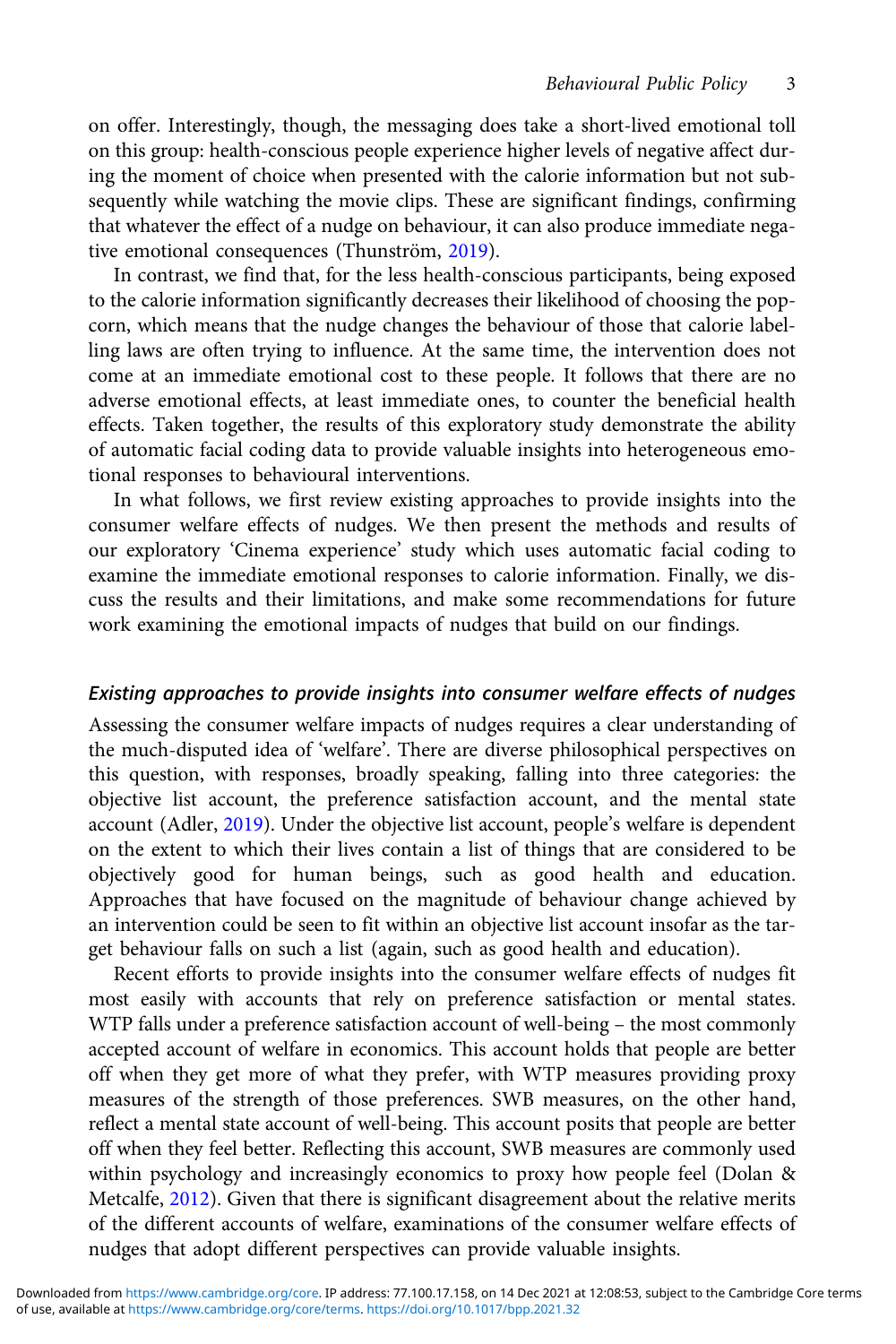on offer. Interestingly, though, the messaging does take a short-lived emotional toll on this group: health-conscious people experience higher levels of negative affect during the moment of choice when presented with the calorie information but not subsequently while watching the movie clips. These are significant findings, confirming that whatever the effect of a nudge on behaviour, it can also produce immediate negative emotional consequences (Thunström, 2019).

In contrast, we find that, for the less health-conscious participants, being exposed to the calorie information significantly decreases their likelihood of choosing the popcorn, which means that the nudge changes the behaviour of those that calorie labelling laws are often trying to influence. At the same time, the intervention does not come at an immediate emotional cost to these people. It follows that there are no adverse emotional effects, at least immediate ones, to counter the beneficial health effects. Taken together, the results of this exploratory study demonstrate the ability of automatic facial coding data to provide valuable insights into heterogeneous emotional responses to behavioural interventions.

In what follows, we first review existing approaches to provide insights into the consumer welfare effects of nudges. We then present the methods and results of our exploratory 'Cinema experience' study which uses automatic facial coding to examine the immediate emotional responses to calorie information. Finally, we discuss the results and their limitations, and make some recommendations for future work examining the emotional impacts of nudges that build on our findings.

## *Existing approaches to provide insights into consumer welfare effects of nudges*

Assessing the consumer welfare impacts of nudges requires a clear understanding of the much-disputed idea of 'welfare'. There are diverse philosophical perspectives on this question, with responses, broadly speaking, falling into three categories: the objective list account, the preference satisfaction account, and the mental state account (Adler, 2019). Under the objective list account, people's welfare is dependent on the extent to which their lives contain a list of things that are considered to be objectively good for human beings, such as good health and education. Approaches that have focused on the magnitude of behaviour change achieved by an intervention could be seen to fit within an objective list account insofar as the target behaviour falls on such a list (again, such as good health and education).

Recent efforts to provide insights into the consumer welfare effects of nudges fit most easily with accounts that rely on preference satisfaction or mental states. WTP falls under a preference satisfaction account of well-being – the most commonly accepted account of welfare in economics. This account holds that people are better off when they get more of what they prefer, with WTP measures providing proxy measures of the strength of those preferences. SWB measures, on the other hand, reflect a mental state account of well-being. This account posits that people are better off when they feel better. Reflecting this account, SWB measures are commonly used within psychology and increasingly economics to proxy how people feel (Dolan & Metcalfe, 2012). Given that there is significant disagreement about the relative merits of the different accounts of welfare, examinations of the consumer welfare effects of nudges that adopt different perspectives can provide valuable insights.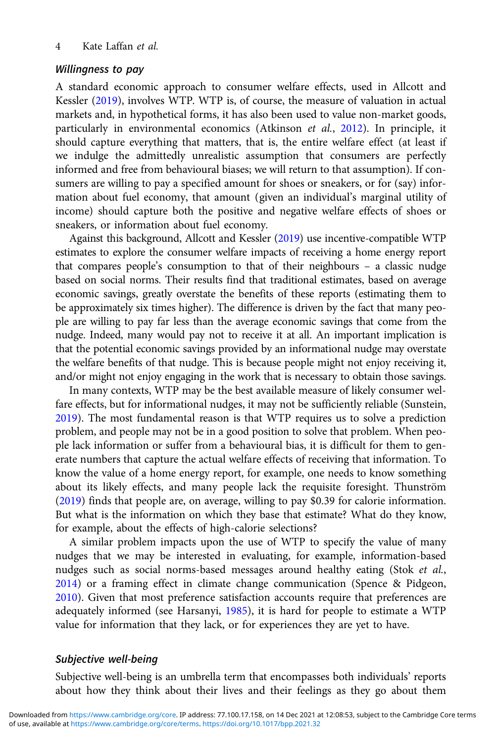### *Willingness to pay*

A standard economic approach to consumer welfare effects, used in Allcott and Kessler (2019), involves WTP. WTP is, of course, the measure of valuation in actual markets and, in hypothetical forms, it has also been used to value non-market goods, particularly in environmental economics (Atkinson *et al.*, 2012). In principle, it should capture everything that matters, that is, the entire welfare effect (at least if we indulge the admittedly unrealistic assumption that consumers are perfectly informed and free from behavioural biases; we will return to that assumption). If consumers are willing to pay a specified amount for shoes or sneakers, or for (say) information about fuel economy, that amount (given an individual's marginal utility of income) should capture both the positive and negative welfare effects of shoes or sneakers, or information about fuel economy.

Against this background, Allcott and Kessler (2019) use incentive-compatible WTP estimates to explore the consumer welfare impacts of receiving a home energy report that compares people's consumption to that of their neighbours – a classic nudge based on social norms. Their results find that traditional estimates, based on average economic savings, greatly overstate the benefits of these reports (estimating them to be approximately six times higher). The difference is driven by the fact that many people are willing to pay far less than the average economic savings that come from the nudge. Indeed, many would pay not to receive it at all. An important implication is that the potential economic savings provided by an informational nudge may overstate the welfare benefits of that nudge. This is because people might not enjoy receiving it, and/or might not enjoy engaging in the work that is necessary to obtain those savings.

In many contexts, WTP may be the best available measure of likely consumer welfare effects, but for informational nudges, it may not be sufficiently reliable (Sunstein, 2019). The most fundamental reason is that WTP requires us to solve a prediction problem, and people may not be in a good position to solve that problem. When people lack information or suffer from a behavioural bias, it is difficult for them to generate numbers that capture the actual welfare effects of receiving that information. To know the value of a home energy report, for example, one needs to know something about its likely effects, and many people lack the requisite foresight. Thunström (2019) finds that people are, on average, willing to pay $0.39 for calorie information. But what is the information on which they base that estimate? What do they know, for example, about the effects of high-calorie selections?

A similar problem impacts upon the use of WTP to specify the value of many nudges that we may be interested in evaluating, for example, information-based nudges such as social norms-based messages around healthy eating (Stok *et al.*, 2014) or a framing effect in climate change communication (Spence & Pidgeon, 2010). Given that most preference satisfaction accounts require that preferences are adequately informed (see Harsanyi, 1985), it is hard for people to estimate a WTP value for information that they lack, or for experiences they are yet to have.

### *Subjective well-being*

Subjective well-being is an umbrella term that encompasses both individuals' reports about how they think about their lives and their feelings as they go about them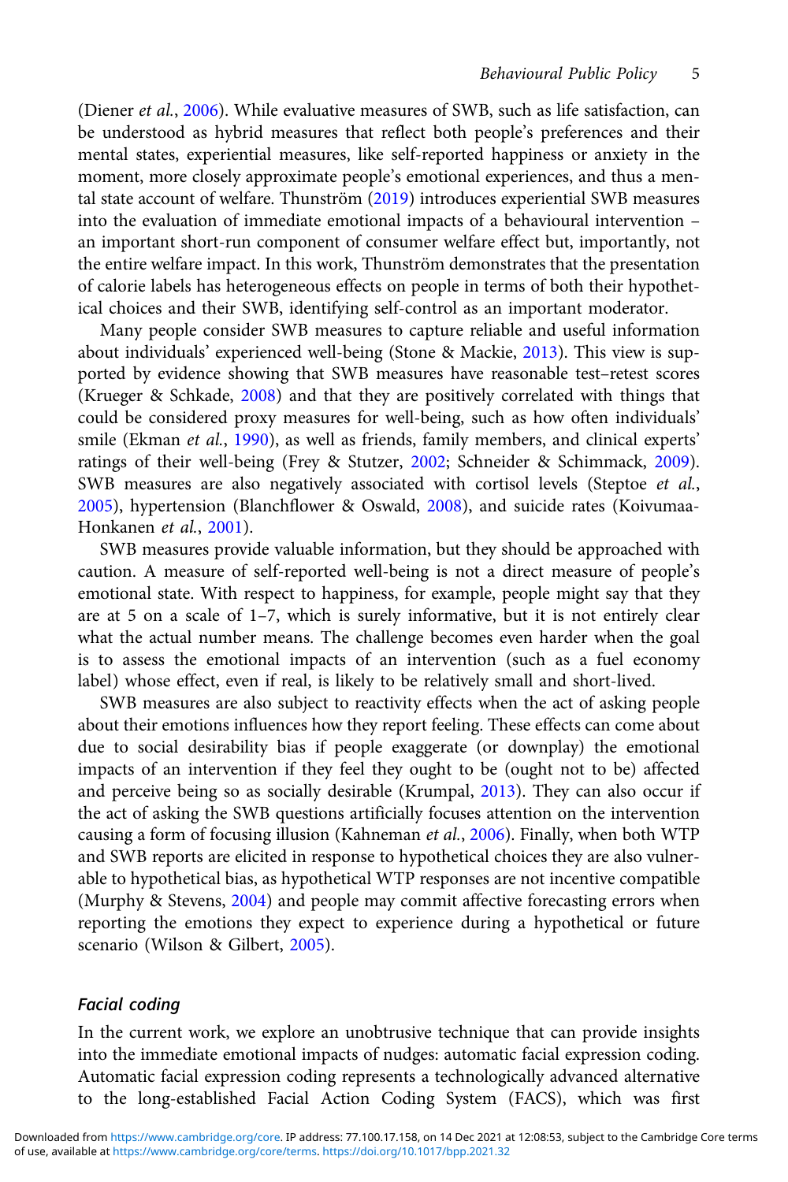(Diener *et al.*, 2006). While evaluative measures of SWB, such as life satisfaction, can be understood as hybrid measures that reflect both people's preferences and their mental states, experiential measures, like self-reported happiness or anxiety in the moment, more closely approximate people's emotional experiences, and thus a mental state account of welfare. Thunström (2019) introduces experiential SWB measures into the evaluation of immediate emotional impacts of a behavioural intervention – an important short-run component of consumer welfare effect but, importantly, not the entire welfare impact. In this work, Thunström demonstrates that the presentation of calorie labels has heterogeneous effects on people in terms of both their hypothetical choices and their SWB, identifying self-control as an important moderator.

Many people consider SWB measures to capture reliable and useful information about individuals' experienced well-being (Stone & Mackie, 2013). This view is supported by evidence showing that SWB measures have reasonable test–retest scores (Krueger & Schkade, 2008) and that they are positively correlated with things that could be considered proxy measures for well-being, such as how often individuals' smile (Ekman *et al.*, 1990), as well as friends, family members, and clinical experts' ratings of their well-being (Frey & Stutzer, 2002; Schneider & Schimmack, 2009). SWB measures are also negatively associated with cortisol levels (Steptoe *et al.*, 2005), hypertension (Blanchflower & Oswald, 2008), and suicide rates (Koivumaa-Honkanen *et al.*, 2001).

SWB measures provide valuable information, but they should be approached with caution. A measure of self-reported well-being is not a direct measure of people's emotional state. With respect to happiness, for example, people might say that they are at 5 on a scale of 1–7, which is surely informative, but it is not entirely clear what the actual number means. The challenge becomes even harder when the goal is to assess the emotional impacts of an intervention (such as a fuel economy label) whose effect, even if real, is likely to be relatively small and short-lived.

SWB measures are also subject to reactivity effects when the act of asking people about their emotions influences how they report feeling. These effects can come about due to social desirability bias if people exaggerate (or downplay) the emotional impacts of an intervention if they feel they ought to be (ought not to be) affected and perceive being so as socially desirable (Krumpal, 2013). They can also occur if the act of asking the SWB questions artificially focuses attention on the intervention causing a form of focusing illusion (Kahneman *et al.*, 2006). Finally, when both WTP and SWB reports are elicited in response to hypothetical choices they are also vulnerable to hypothetical bias, as hypothetical WTP responses are not incentive compatible (Murphy & Stevens, 2004) and people may commit affective forecasting errors when reporting the emotions they expect to experience during a hypothetical or future scenario (Wilson & Gilbert, 2005).

### *Facial coding*

In the current work, we explore an unobtrusive technique that can provide insights into the immediate emotional impacts of nudges: automatic facial expression coding. Automatic facial expression coding represents a technologically advanced alternative to the long-established Facial Action Coding System (FACS), which was first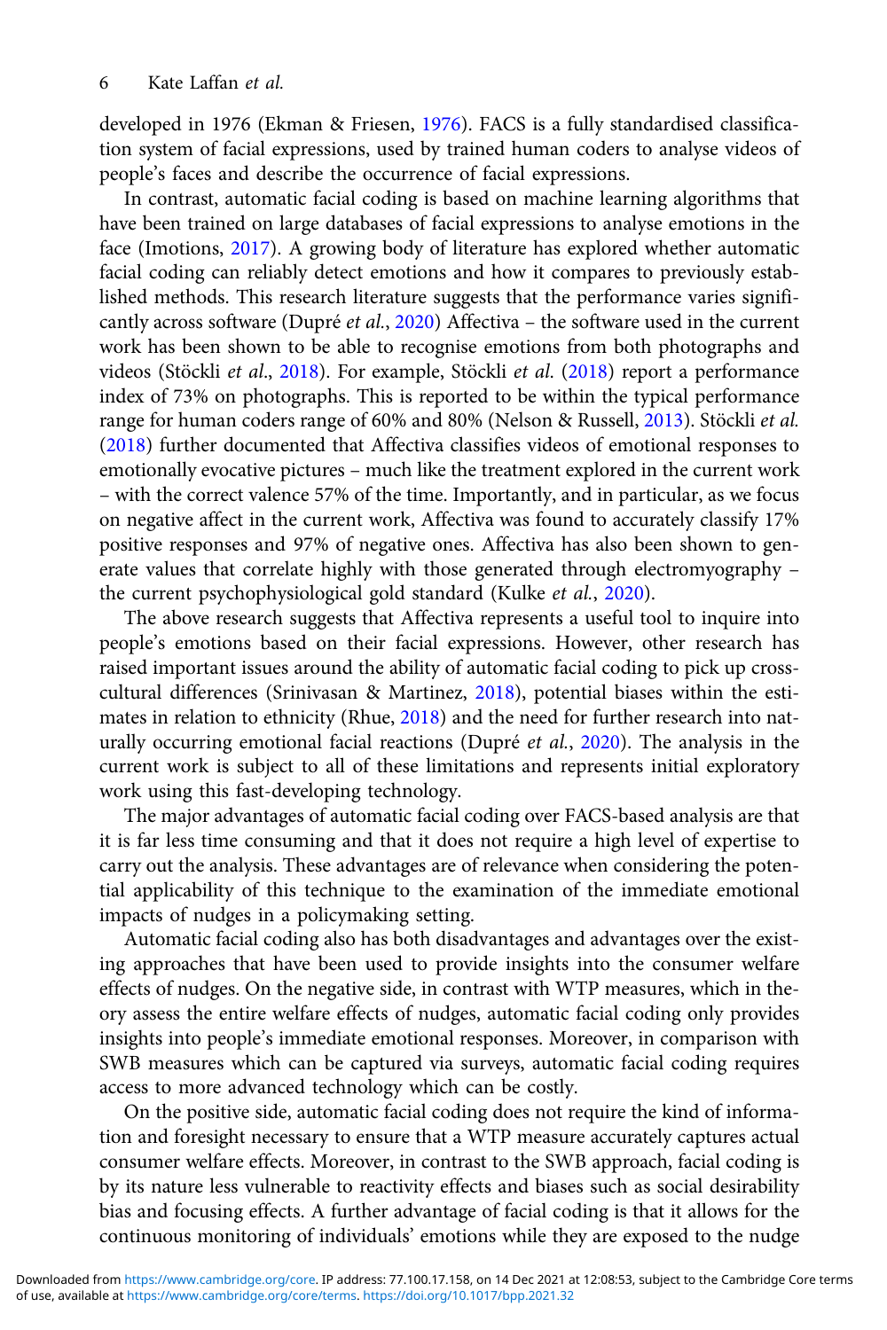developed in 1976 (Ekman & Friesen, 1976). FACS is a fully standardised classification system of facial expressions, used by trained human coders to analyse videos of people's faces and describe the occurrence of facial expressions.

In contrast, automatic facial coding is based on machine learning algorithms that have been trained on large databases of facial expressions to analyse emotions in the face (Imotions, 2017). A growing body of literature has explored whether automatic facial coding can reliably detect emotions and how it compares to previously established methods. This research literature suggests that the performance varies significantly across software (Dupré *et al.*, 2020) Affectiva – the software used in the current work has been shown to be able to recognise emotions from both photographs and videos (Stöckli *et al.*, 2018). For example, Stöckli *et al.* (2018) report a performance index of 73% on photographs. This is reported to be within the typical performance range for human coders range of 60% and 80% (Nelson & Russell, 2013). Stöckli *et al.* (2018) further documented that Affectiva classifies videos of emotional responses to emotionally evocative pictures – much like the treatment explored in the current work – with the correct valence 57% of the time. Importantly, and in particular, as we focus on negative affect in the current work, Affectiva was found to accurately classify 17% positive responses and 97% of negative ones. Affectiva has also been shown to generate values that correlate highly with those generated through electromyography – the current psychophysiological gold standard (Kulke *et al.*, 2020).

The above research suggests that Affectiva represents a useful tool to inquire into people's emotions based on their facial expressions. However, other research has raised important issues around the ability of automatic facial coding to pick up cross-cultural differences (Srinivasan & Martinez, 2018), potential biases within the estimates in relation to ethnicity (Rhue, 2018) and the need for further research into naturally occurring emotional facial reactions (Dupré *et al.*, 2020). The analysis in the current work is subject to all of these limitations and represents initial exploratory work using this fast-developing technology.

The major advantages of automatic facial coding over FACS-based analysis are that it is far less time consuming and that it does not require a high level of expertise to carry out the analysis. These advantages are of relevance when considering the potential applicability of this technique to the examination of the immediate emotional impacts of nudges in a policymaking setting.

Automatic facial coding also has both disadvantages and advantages over the existing approaches that have been used to provide insights into the consumer welfare effects of nudges. On the negative side, in contrast with WTP measures, which in theory assess the entire welfare effects of nudges, automatic facial coding only provides insights into people's immediate emotional responses. Moreover, in comparison with SWB measures which can be captured via surveys, automatic facial coding requires access to more advanced technology which can be costly.

On the positive side, automatic facial coding does not require the kind of information and foresight necessary to ensure that a WTP measure accurately captures actual consumer welfare effects. Moreover, in contrast to the SWB approach, facial coding is by its nature less vulnerable to reactivity effects and biases such as social desirability bias and focusing effects. A further advantage of facial coding is that it allows for the continuous monitoring of individuals' emotions while they are exposed to the nudge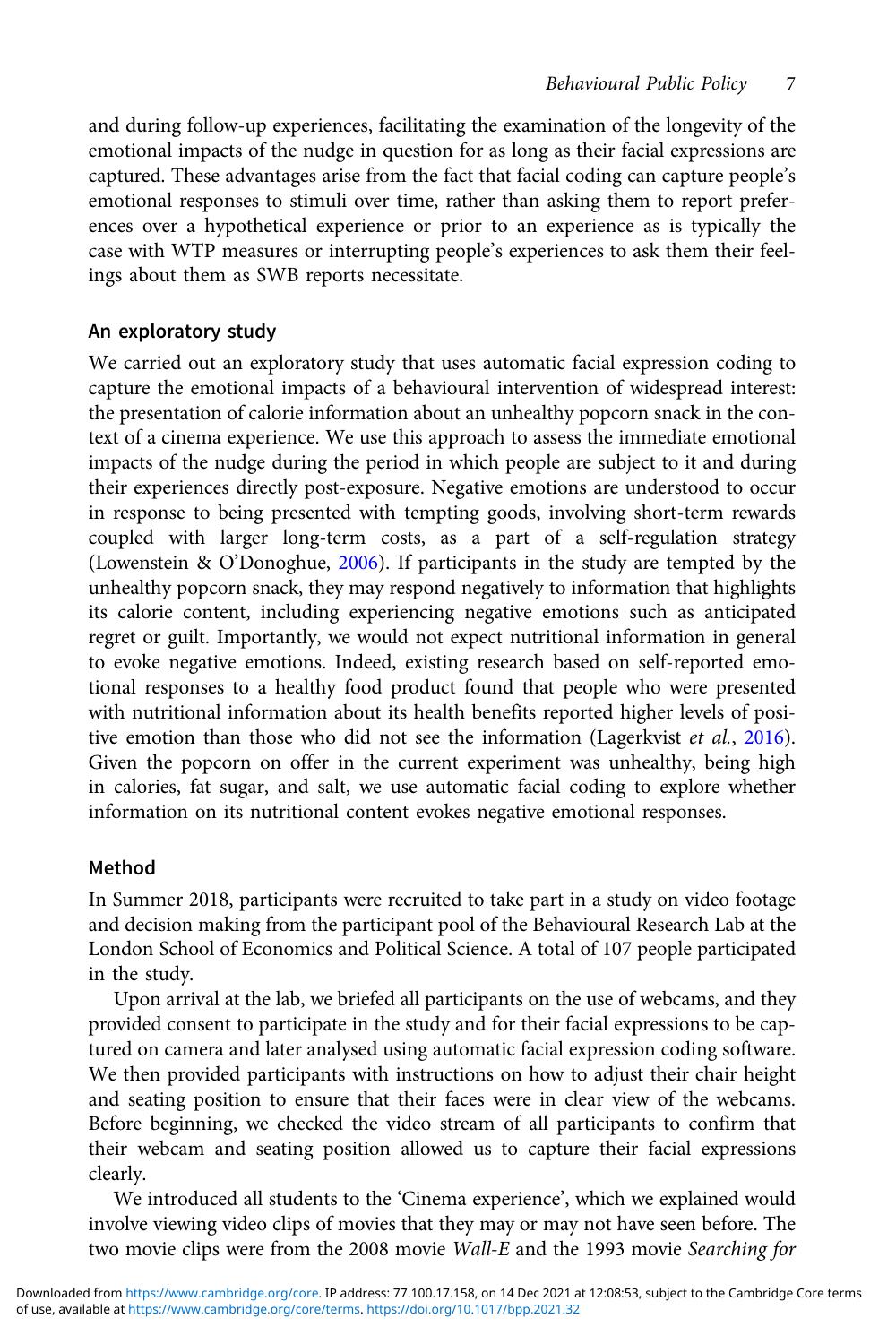and during follow-up experiences, facilitating the examination of the longevity of the emotional impacts of the nudge in question for as long as their facial expressions are captured. These advantages arise from the fact that facial coding can capture people's emotional responses to stimuli over time, rather than asking them to report preferences over a hypothetical experience or prior to an experience as is typically the case with WTP measures or interrupting people's experiences to ask them their feelings about them as SWB reports necessitate.

## An exploratory study

We carried out an exploratory study that uses automatic facial expression coding to capture the emotional impacts of a behavioural intervention of widespread interest: the presentation of calorie information about an unhealthy popcorn snack in the context of a cinema experience. We use this approach to assess the immediate emotional impacts of the nudge during the period in which people are subject to it and during their experiences directly post-exposure. Negative emotions are understood to occur in response to being presented with tempting goods, involving short-term rewards coupled with larger long-term costs, as a part of a self-regulation strategy (Lowenstein & O'Donoghue, 2006). If participants in the study are tempted by the unhealthy popcorn snack, they may respond negatively to information that highlights its calorie content, including experiencing negative emotions such as anticipated regret or guilt. Importantly, we would not expect nutritional information in general to evoke negative emotions. Indeed, existing research based on self-reported emotional responses to a healthy food product found that people who were presented with nutritional information about its health benefits reported higher levels of positive emotion than those who did not see the information (Lagerkvist *et al.*, 2016). Given the popcorn on offer in the current experiment was unhealthy, being high in calories, fat sugar, and salt, we use automatic facial coding to explore whether information on its nutritional content evokes negative emotional responses.

## Method

In Summer 2018, participants were recruited to take part in a study on video footage and decision making from the participant pool of the Behavioural Research Lab at the London School of Economics and Political Science. A total of 107 people participated in the study.

Upon arrival at the lab, we briefed all participants on the use of webcams, and they provided consent to participate in the study and for their facial expressions to be captured on camera and later analysed using automatic facial expression coding software. We then provided participants with instructions on how to adjust their chair height and seating position to ensure that their faces were in clear view of the webcams. Before beginning, we checked the video stream of all participants to confirm that their webcam and seating position allowed us to capture their facial expressions clearly.

We introduced all students to the 'Cinema experience', which we explained would involve viewing video clips of movies that they may or may not have seen before. The two movie clips were from the 2008 movie *Wall-E* and the 1993 movie *Searching for*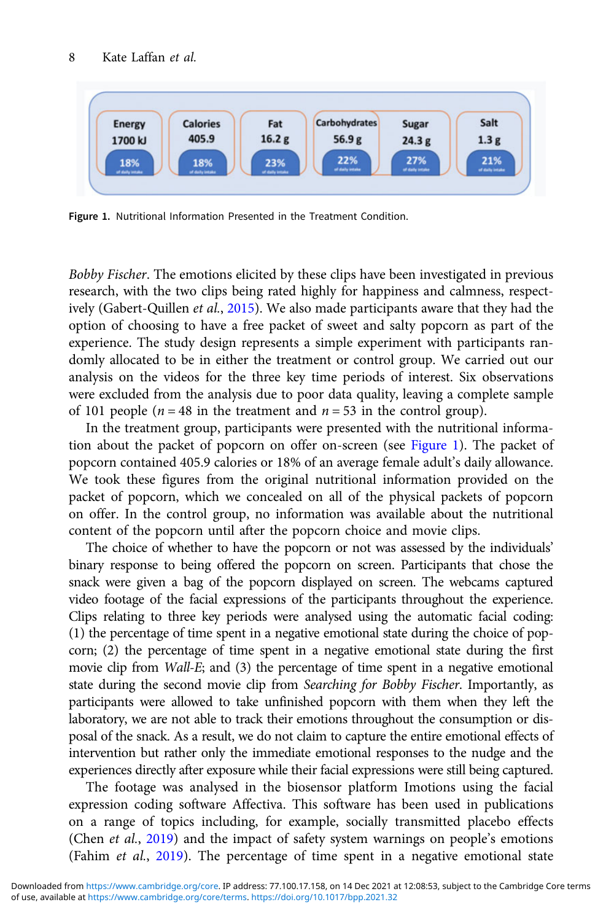| Energy | Calories | Fat | Carbohydrates | Sugar | Salt |
|---|---|---|---|---|---|
| 1700 kJ | 405.9 | 16.2 g | 56.9 g | 24.3 g | 1.3 g |
| 18% of daily intake | 18% of daily intake | 23% of daily intake | 22% of daily intake | 27% of daily intake | 21% of daily intake |

**Figure 1.** Nutritional Information Presented in the Treatment Condition.

*Bobby Fischer*. The emotions elicited by these clips have been investigated in previous research, with the two clips being rated highly for happiness and calmness, respectively (Gabert-Quillen *et al.*, 2015). We also made participants aware that they had the option of choosing to have a free packet of sweet and salty popcorn as part of the experience. The study design represents a simple experiment with participants randomly allocated to be in either the treatment or control group. We carried out our analysis on the videos for the three key time periods of interest. Six observations were excluded from the analysis due to poor data quality, leaving a complete sample of 101 people ($n = 48$ in the treatment and $n = 53$ in the control group).

In the treatment group, participants were presented with the nutritional information about the packet of popcorn on offer on-screen (see Figure 1). The packet of popcorn contained 405.9 calories or 18% of an average female adult's daily allowance. We took these figures from the original nutritional information provided on the packet of popcorn, which we concealed on all of the physical packets of popcorn on offer. In the control group, no information was available about the nutritional content of the popcorn until after the popcorn choice and movie clips.

The choice of whether to have the popcorn or not was assessed by the individuals' binary response to being offered the popcorn on screen. Participants that chose the snack were given a bag of the popcorn displayed on screen. The webcams captured video footage of the facial expressions of the participants throughout the experience. Clips relating to three key periods were analysed using the automatic facial coding: (1) the percentage of time spent in a negative emotional state during the choice of popcorn; (2) the percentage of time spent in a negative emotional state during the first movie clip from *Wall-E*; and (3) the percentage of time spent in a negative emotional state during the second movie clip from *Searching for Bobby Fischer*. Importantly, as participants were allowed to take unfinished popcorn with them when they left the laboratory, we are not able to track their emotions throughout the consumption or disposal of the snack. As a result, we do not claim to capture the entire emotional effects of intervention but rather only the immediate emotional responses to the nudge and the experiences directly after exposure while their facial expressions were still being captured.

The footage was analysed in the biosensor platform Imotions using the facial expression coding software Affectiva. This software has been used in publications on a range of topics including, for example, socially transmitted placebo effects (Chen *et al.*, 2019) and the impact of safety system warnings on people's emotions (Fahim *et al.*, 2019). The percentage of time spent in a negative emotional state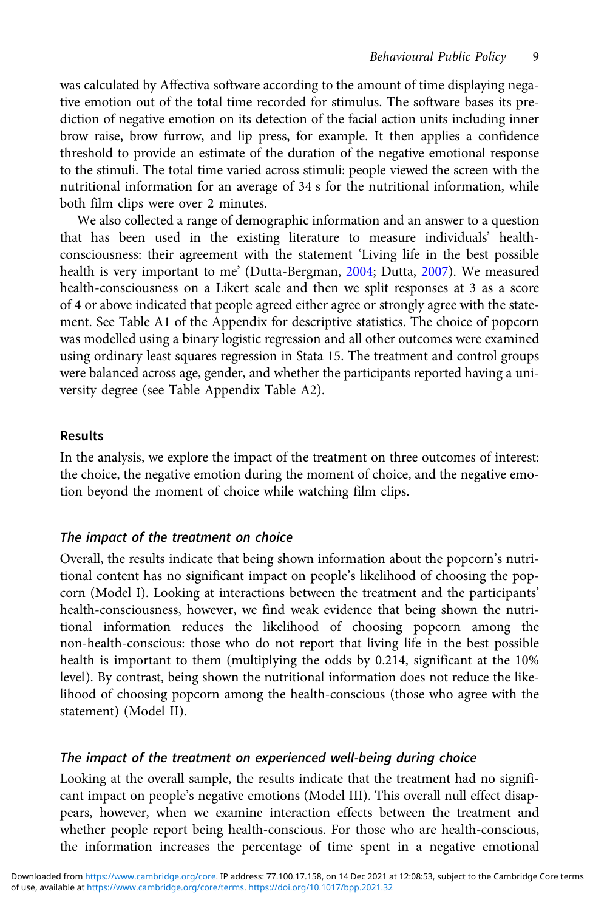was calculated by Affectiva software according to the amount of time displaying negative emotion out of the total time recorded for stimulus. The software bases its prediction of negative emotion on its detection of the facial action units including inner brow raise, brow furrow, and lip press, for example. It then applies a confidence threshold to provide an estimate of the duration of the negative emotional response to the stimuli. The total time varied across stimuli: people viewed the screen with the nutritional information for an average of 34 s for the nutritional information, while both film clips were over 2 minutes.

We also collected a range of demographic information and an answer to a question that has been used in the existing literature to measure individuals' health-consciousness: their agreement with the statement 'Living life in the best possible health is very important to me' (Dutta-Bergman, 2004; Dutta, 2007). We measured health-consciousness on a Likert scale and then we split responses at 3 as a score of 4 or above indicated that people agreed either agree or strongly agree with the statement. See Table A1 of the Appendix for descriptive statistics. The choice of popcorn was modelled using a binary logistic regression and all other outcomes were examined using ordinary least squares regression in Stata 15. The treatment and control groups were balanced across age, gender, and whether the participants reported having a university degree (see Table Appendix Table A2).

## Results

In the analysis, we explore the impact of the treatment on three outcomes of interest: the choice, the negative emotion during the moment of choice, and the negative emotion beyond the moment of choice while watching film clips.

### *The impact of the treatment on choice*

Overall, the results indicate that being shown information about the popcorn's nutritional content has no significant impact on people's likelihood of choosing the popcorn (Model I). Looking at interactions between the treatment and the participants' health-consciousness, however, we find weak evidence that being shown the nutritional information reduces the likelihood of choosing popcorn among the non-health-conscious: those who do not report that living life in the best possible health is important to them (multiplying the odds by 0.214, significant at the 10% level). By contrast, being shown the nutritional information does not reduce the likelihood of choosing popcorn among the health-conscious (those who agree with the statement) (Model II).

### *The impact of the treatment on experienced well-being during choice*

Looking at the overall sample, the results indicate that the treatment had no significant impact on people's negative emotions (Model III). This overall null effect disappears, however, when we examine interaction effects between the treatment and whether people report being health-conscious. For those who are health-conscious, the information increases the percentage of time spent in a negative emotional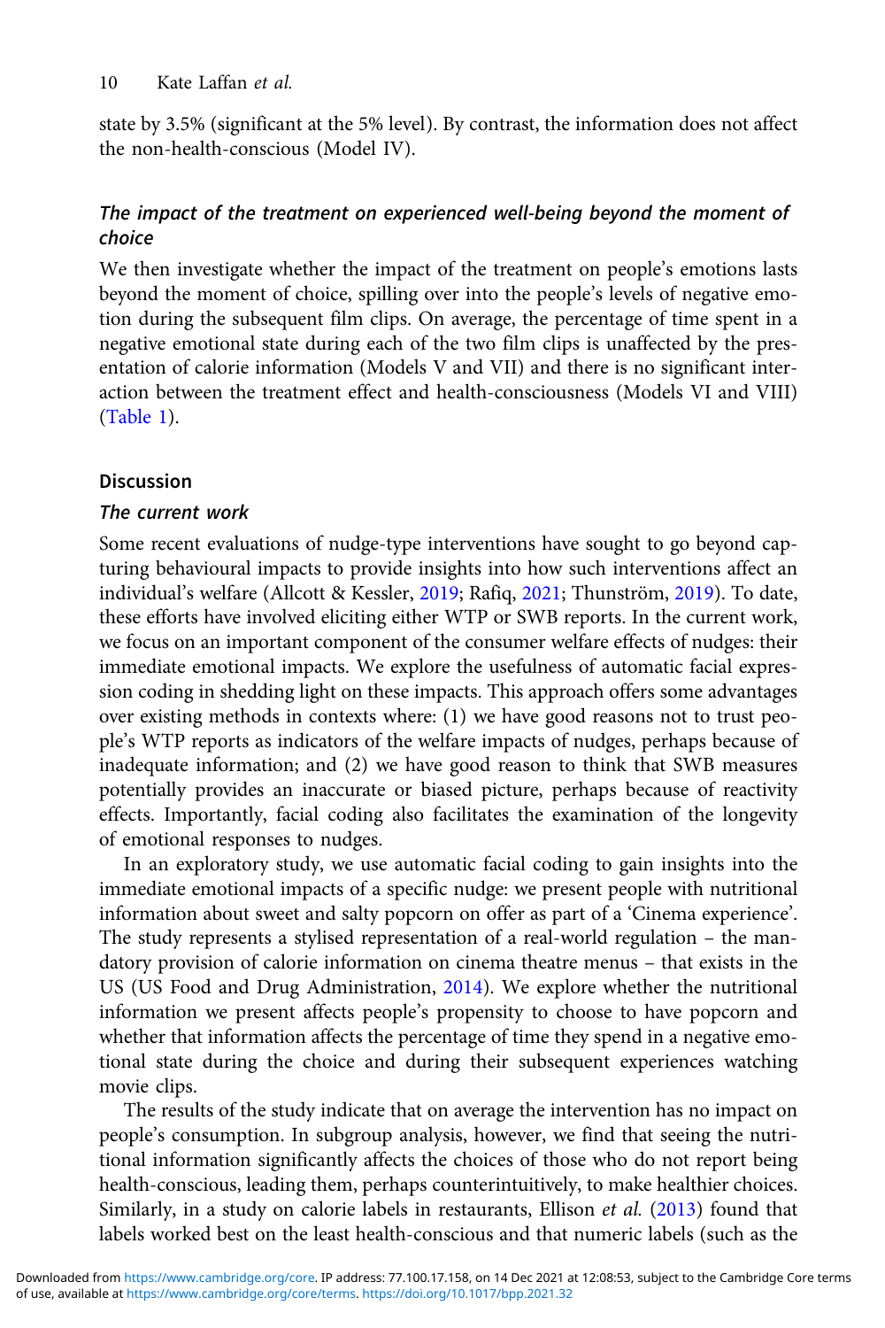state by 3.5% (significant at the 5% level). By contrast, the information does not affect the non-health-conscious (Model IV).

### *The impact of the treatment on experienced well-being beyond the moment of choice*

We then investigate whether the impact of the treatment on people's emotions lasts beyond the moment of choice, spilling over into the people's levels of negative emotion during the subsequent film clips. On average, the percentage of time spent in a negative emotional state during each of the two film clips is unaffected by the presentation of calorie information (Models V and VII) and there is no significant interaction between the treatment effect and health-consciousness (Models VI and VIII) (Table 1).

## Discussion

### *The current work*

Some recent evaluations of nudge-type interventions have sought to go beyond capturing behavioural impacts to provide insights into how such interventions affect an individual's welfare (Allcott & Kessler, 2019; Rafiq, 2021; Thunström, 2019). To date, these efforts have involved eliciting either WTP or SWB reports. In the current work, we focus on an important component of the consumer welfare effects of nudges: their immediate emotional impacts. We explore the usefulness of automatic facial expression coding in shedding light on these impacts. This approach offers some advantages over existing methods in contexts where: (1) we have good reasons not to trust people's WTP reports as indicators of the welfare impacts of nudges, perhaps because of inadequate information; and (2) we have good reason to think that SWB measures potentially provides an inaccurate or biased picture, perhaps because of reactivity effects. Importantly, facial coding also facilitates the examination of the longevity of emotional responses to nudges.

In an exploratory study, we use automatic facial coding to gain insights into the immediate emotional impacts of a specific nudge: we present people with nutritional information about sweet and salty popcorn on offer as part of a 'Cinema experience'. The study represents a stylised representation of a real-world regulation – the mandatory provision of calorie information on cinema theatre menus – that exists in the US (US Food and Drug Administration, 2014). We explore whether the nutritional information we present affects people's propensity to choose to have popcorn and whether that information affects the percentage of time they spend in a negative emotional state during the choice and during their subsequent experiences watching movie clips.

The results of the study indicate that on average the intervention has no impact on people's consumption. In subgroup analysis, however, we find that seeing the nutritional information significantly affects the choices of those who do not report being health-conscious, leading them, perhaps counterintuitively, to make healthier choices. Similarly, in a study on calorie labels in restaurants, Ellison *et al.* (2013) found that labels worked best on the least health-conscious and that numeric labels (such as the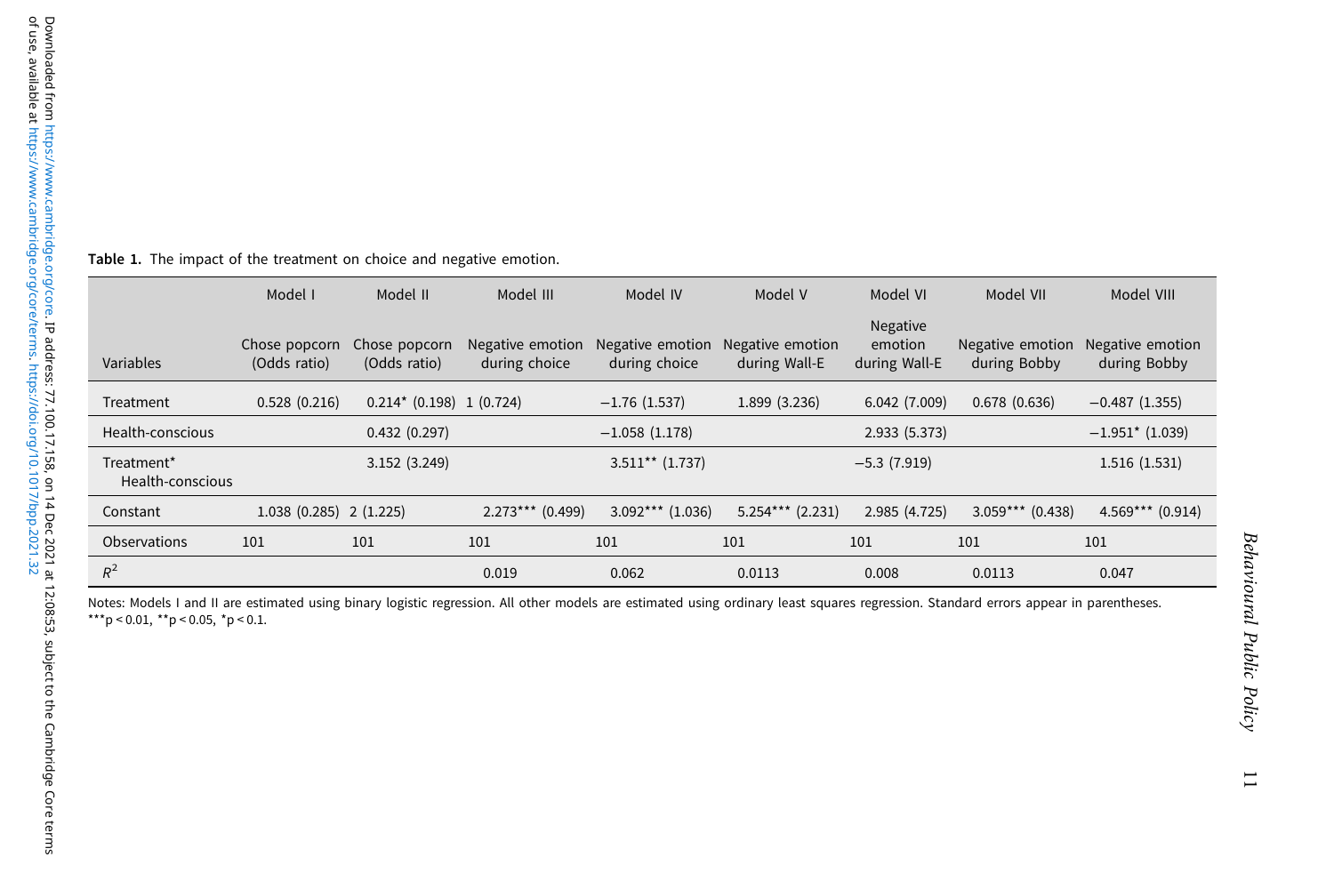**Table 1.** The impact of the treatment on choice and negative emotion.

| Variables | Model I Chose popcorn (Odds ratio) | Model II Chose popcorn (Odds ratio) | Model III Negative emotion during choice | Model IV Negative emotion during choice | Model V Negative emotion during Wall-E | Model VI Negative emotion during Wall-E | Model VII Negative emotion during Bobby | Model VIII Negative emotion during Bobby |
|---|---|---|---|---|---|---|---|---|
| Treatment | 0.528 (0.216) | 0.214* (0.198) | 1 (0.724) | −1.76 (1.537) | 1.899 (3.236) | 6.042 (7.009) | 0.678 (0.636) | −0.487 (1.355) |
| Health-conscious | | 0.432 (0.297) | | −1.058 (1.178) | | 2.933 (5.373) | | −1.951* (1.039) |
| Treatment* Health-conscious | | 3.152 (3.249) | | 3.511** (1.737) | | −5.3 (7.919) | | 1.516 (1.531) |
| Constant | 1.038 (0.285) | 2 (1.225) | 2.273*** (0.499) | 3.092*** (1.036) | 5.254*** (2.231) | 2.985 (4.725) | 3.059*** (0.438) | 4.569*** (0.914) |
| Observations | 101 | 101 | 101 | 101 | 101 | 101 | 101 | 101 |
| $R^2$ | | | 0.019 | 0.062 | 0.0113 | 0.008 | 0.0113 | 0.047 |

Notes: Models I and II are estimated using binary logistic regression. All other models are estimated using ordinary least squares regression. Standard errors appear in parentheses.
***p < 0.01, **p < 0.05, *p < 0.1.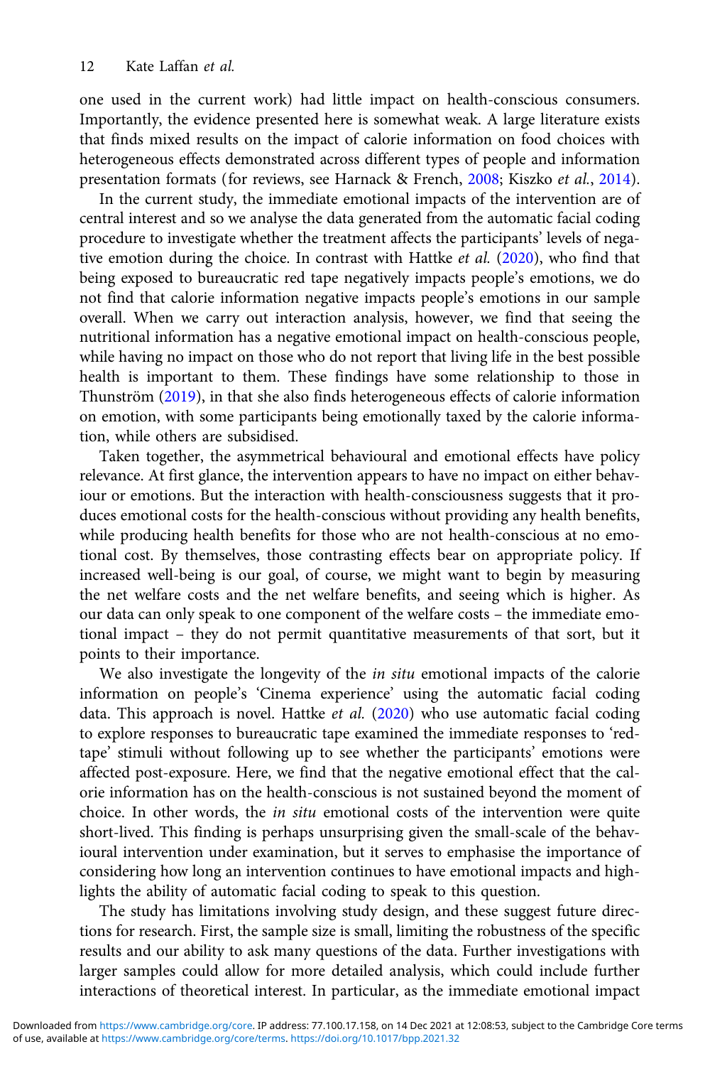one used in the current work) had little impact on health-conscious consumers. Importantly, the evidence presented here is somewhat weak. A large literature exists that finds mixed results on the impact of calorie information on food choices with heterogeneous effects demonstrated across different types of people and information presentation formats (for reviews, see Harnack & French, 2008; Kiszko *et al.*, 2014).

In the current study, the immediate emotional impacts of the intervention are of central interest and so we analyse the data generated from the automatic facial coding procedure to investigate whether the treatment affects the participants' levels of negative emotion during the choice. In contrast with Hattke *et al.* (2020), who find that being exposed to bureaucratic red tape negatively impacts people's emotions, we do not find that calorie information negative impacts people's emotions in our sample overall. When we carry out interaction analysis, however, we find that seeing the nutritional information has a negative emotional impact on health-conscious people, while having no impact on those who do not report that living life in the best possible health is important to them. These findings have some relationship to those in Thunström (2019), in that she also finds heterogeneous effects of calorie information on emotion, with some participants being emotionally taxed by the calorie information, while others are subsidised.

Taken together, the asymmetrical behavioural and emotional effects have policy relevance. At first glance, the intervention appears to have no impact on either behaviour or emotions. But the interaction with health-consciousness suggests that it produces emotional costs for the health-conscious without providing any health benefits, while producing health benefits for those who are not health-conscious at no emotional cost. By themselves, those contrasting effects bear on appropriate policy. If increased well-being is our goal, of course, we might want to begin by measuring the net welfare costs and the net welfare benefits, and seeing which is higher. As our data can only speak to one component of the welfare costs – the immediate emotional impact – they do not permit quantitative measurements of that sort, but it points to their importance.

We also investigate the longevity of the *in situ* emotional impacts of the calorie information on people's 'Cinema experience' using the automatic facial coding data. This approach is novel. Hattke *et al.* (2020) who use automatic facial coding to explore responses to bureaucratic tape examined the immediate responses to 'red-tape' stimuli without following up to see whether the participants' emotions were affected post-exposure. Here, we find that the negative emotional effect that the calorie information has on the health-conscious is not sustained beyond the moment of choice. In other words, the *in situ* emotional costs of the intervention were quite short-lived. This finding is perhaps unsurprising given the small-scale of the behavioural intervention under examination, but it serves to emphasise the importance of considering how long an intervention continues to have emotional impacts and highlights the ability of automatic facial coding to speak to this question.

The study has limitations involving study design, and these suggest future directions for research. First, the sample size is small, limiting the robustness of the specific results and our ability to ask many questions of the data. Further investigations with larger samples could allow for more detailed analysis, which could include further interactions of theoretical interest. In particular, as the immediate emotional impact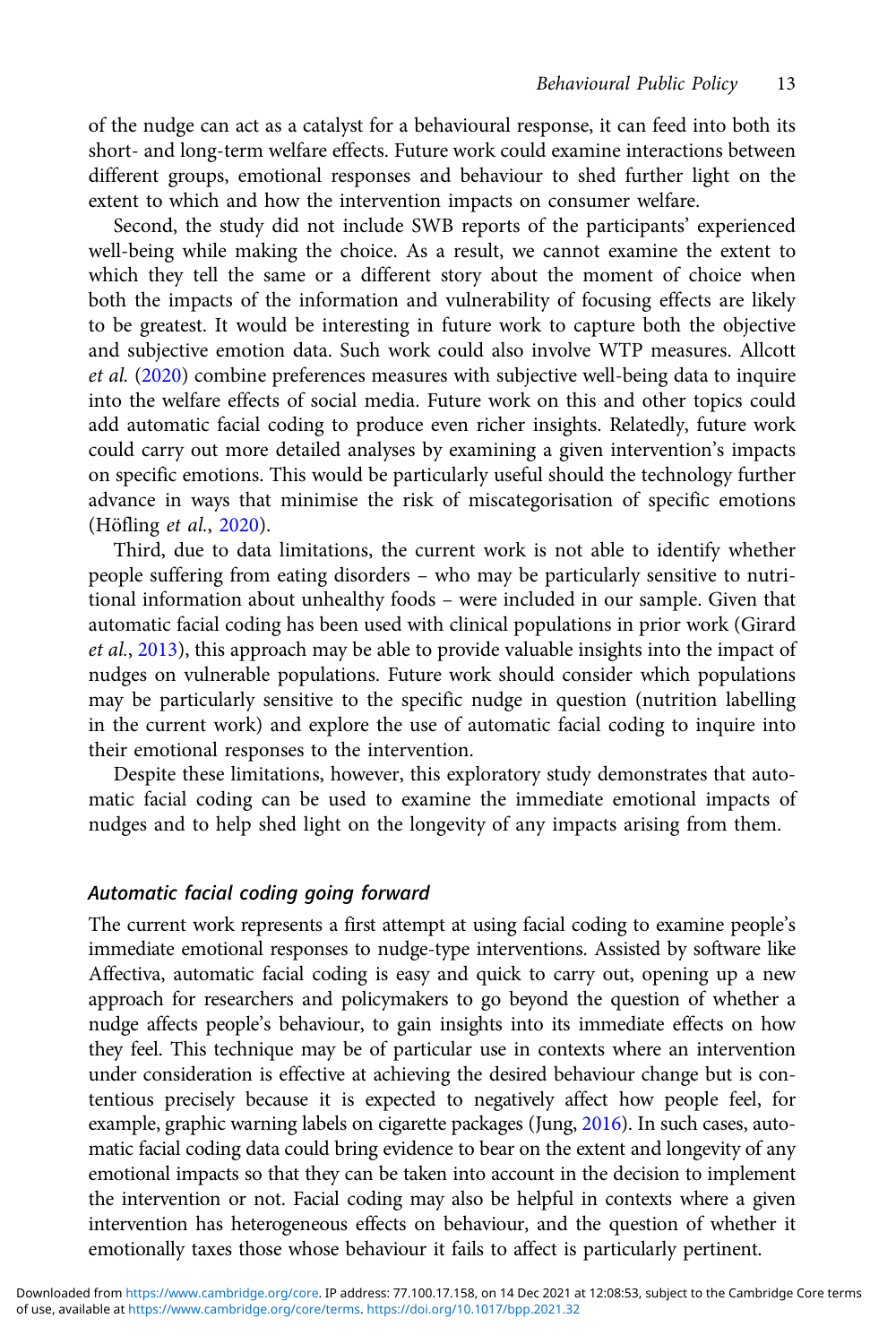of the nudge can act as a catalyst for a behavioural response, it can feed into both its short- and long-term welfare effects. Future work could examine interactions between different groups, emotional responses and behaviour to shed further light on the extent to which and how the intervention impacts on consumer welfare.

Second, the study did not include SWB reports of the participants' experienced well-being while making the choice. As a result, we cannot examine the extent to which they tell the same or a different story about the moment of choice when both the impacts of the information and vulnerability of focusing effects are likely to be greatest. It would be interesting in future work to capture both the objective and subjective emotion data. Such work could also involve WTP measures. Allcott *et al.* (2020) combine preferences measures with subjective well-being data to inquire into the welfare effects of social media. Future work on this and other topics could add automatic facial coding to produce even richer insights. Relatedly, future work could carry out more detailed analyses by examining a given intervention's impacts on specific emotions. This would be particularly useful should the technology further advance in ways that minimise the risk of miscategorisation of specific emotions (Höfling *et al.*, 2020).

Third, due to data limitations, the current work is not able to identify whether people suffering from eating disorders – who may be particularly sensitive to nutritional information about unhealthy foods – were included in our sample. Given that automatic facial coding has been used with clinical populations in prior work (Girard *et al.*, 2013), this approach may be able to provide valuable insights into the impact of nudges on vulnerable populations. Future work should consider which populations may be particularly sensitive to the specific nudge in question (nutrition labelling in the current work) and explore the use of automatic facial coding to inquire into their emotional responses to the intervention.

Despite these limitations, however, this exploratory study demonstrates that automatic facial coding can be used to examine the immediate emotional impacts of nudges and to help shed light on the longevity of any impacts arising from them.

### *Automatic facial coding going forward*

The current work represents a first attempt at using facial coding to examine people's immediate emotional responses to nudge-type interventions. Assisted by software like Affectiva, automatic facial coding is easy and quick to carry out, opening up a new approach for researchers and policymakers to go beyond the question of whether a nudge affects people's behaviour, to gain insights into its immediate effects on how they feel. This technique may be of particular use in contexts where an intervention under consideration is effective at achieving the desired behaviour change but is contentious precisely because it is expected to negatively affect how people feel, for example, graphic warning labels on cigarette packages (Jung, 2016). In such cases, automatic facial coding data could bring evidence to bear on the extent and longevity of any emotional impacts so that they can be taken into account in the decision to implement the intervention or not. Facial coding may also be helpful in contexts where a given intervention has heterogeneous effects on behaviour, and the question of whether it emotionally taxes those whose behaviour it fails to affect is particularly pertinent.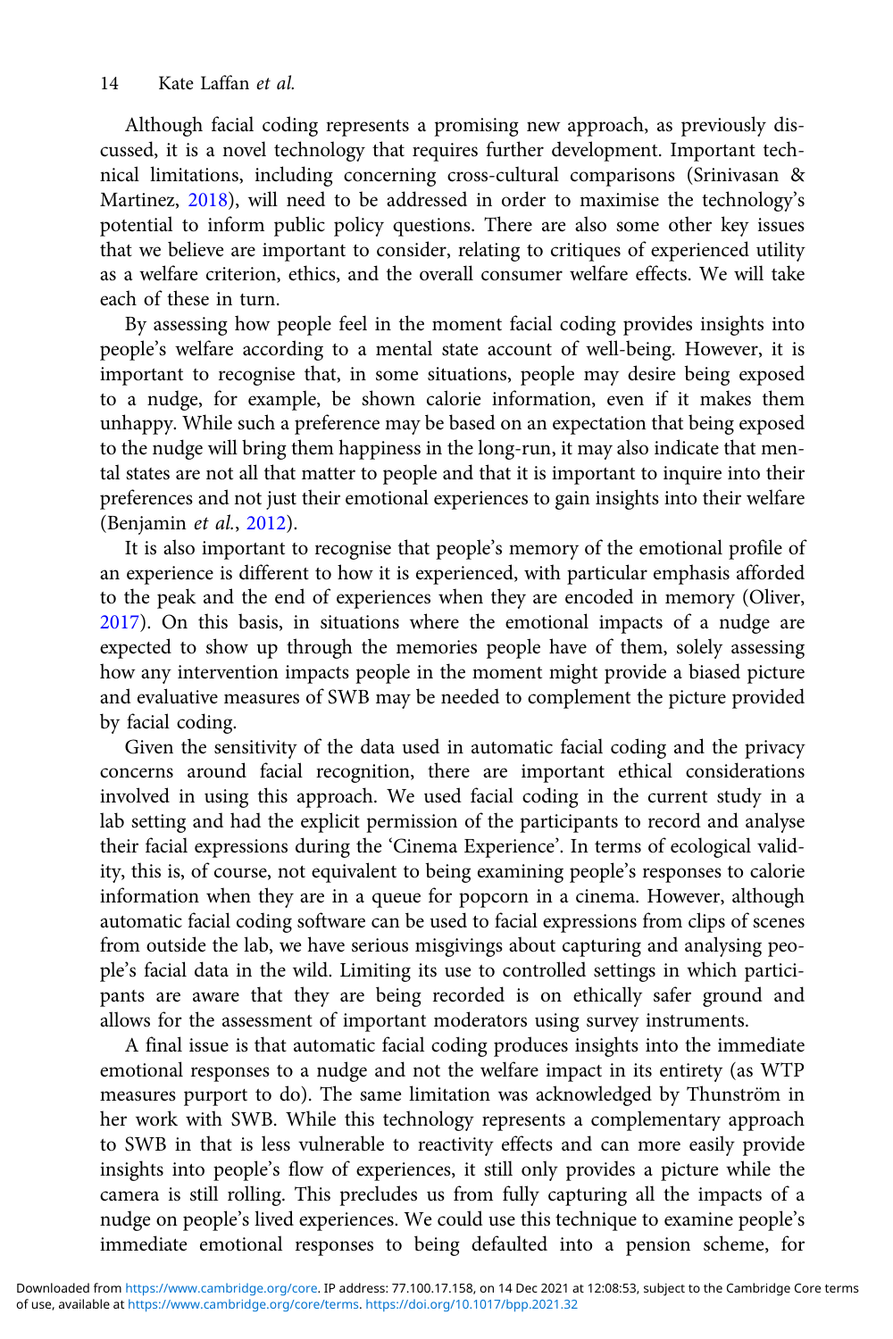Although facial coding represents a promising new approach, as previously discussed, it is a novel technology that requires further development. Important technical limitations, including concerning cross-cultural comparisons (Srinivasan & Martinez, 2018), will need to be addressed in order to maximise the technology's potential to inform public policy questions. There are also some other key issues that we believe are important to consider, relating to critiques of experienced utility as a welfare criterion, ethics, and the overall consumer welfare effects. We will take each of these in turn.

By assessing how people feel in the moment facial coding provides insights into people's welfare according to a mental state account of well-being. However, it is important to recognise that, in some situations, people may desire being exposed to a nudge, for example, be shown calorie information, even if it makes them unhappy. While such a preference may be based on an expectation that being exposed to the nudge will bring them happiness in the long-run, it may also indicate that mental states are not all that matter to people and that it is important to inquire into their preferences and not just their emotional experiences to gain insights into their welfare (Benjamin *et al.*, 2012).

It is also important to recognise that people's memory of the emotional profile of an experience is different to how it is experienced, with particular emphasis afforded to the peak and the end of experiences when they are encoded in memory (Oliver, 2017). On this basis, in situations where the emotional impacts of a nudge are expected to show up through the memories people have of them, solely assessing how any intervention impacts people in the moment might provide a biased picture and evaluative measures of SWB may be needed to complement the picture provided by facial coding.

Given the sensitivity of the data used in automatic facial coding and the privacy concerns around facial recognition, there are important ethical considerations involved in using this approach. We used facial coding in the current study in a lab setting and had the explicit permission of the participants to record and analyse their facial expressions during the 'Cinema Experience'. In terms of ecological validity, this is, of course, not equivalent to being examining people's responses to calorie information when they are in a queue for popcorn in a cinema. However, although automatic facial coding software can be used to facial expressions from clips of scenes from outside the lab, we have serious misgivings about capturing and analysing people's facial data in the wild. Limiting its use to controlled settings in which participants are aware that they are being recorded is on ethically safer ground and allows for the assessment of important moderators using survey instruments.

A final issue is that automatic facial coding produces insights into the immediate emotional responses to a nudge and not the welfare impact in its entirety (as WTP measures purport to do). The same limitation was acknowledged by Thunström in her work with SWB. While this technology represents a complementary approach to SWB in that is less vulnerable to reactivity effects and can more easily provide insights into people's flow of experiences, it still only provides a picture while the camera is still rolling. This precludes us from fully capturing all the impacts of a nudge on people's lived experiences. We could use this technique to examine people's immediate emotional responses to being defaulted into a pension scheme, for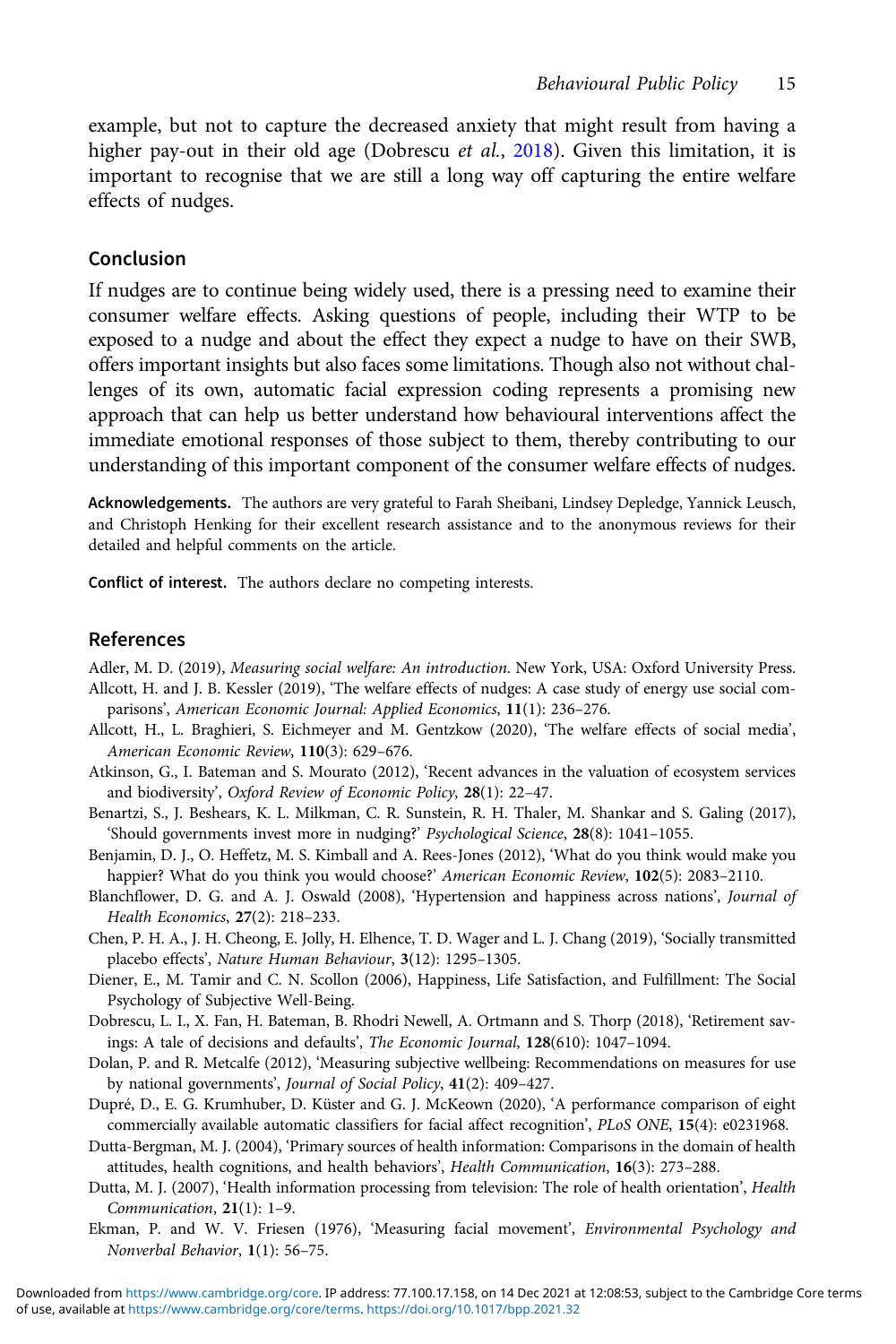example, but not to capture the decreased anxiety that might result from having a higher pay-out in their old age (Dobrescu *et al.*, 2018). Given this limitation, it is important to recognise that we are still a long way off capturing the entire welfare effects of nudges.

## Conclusion

If nudges are to continue being widely used, there is a pressing need to examine their consumer welfare effects. Asking questions of people, including their WTP to be exposed to a nudge and about the effect they expect a nudge to have on their SWB, offers important insights but also faces some limitations. Though also not without challenges of its own, automatic facial expression coding represents a promising new approach that can help us better understand how behavioural interventions affect the immediate emotional responses of those subject to them, thereby contributing to our understanding of this important component of the consumer welfare effects of nudges.

**Acknowledgements.** The authors are very grateful to Farah Sheibani, Lindsey Depledge, Yannick Leusch, and Christoph Henking for their excellent research assistance and to the anonymous reviews for their detailed and helpful comments on the article.

**Conflict of interest.** The authors declare no competing interests.

## References

Adler, M. D. (2019), *Measuring social welfare: An introduction*. New York, USA: Oxford University Press.

Allcott, H. and J. B. Kessler (2019), 'The welfare effects of nudges: A case study of energy use social comparisons', *American Economic Journal: Applied Economics*, **11**(1): 236–276.

Allcott, H., L. Braghieri, S. Eichmeyer and M. Gentzkow (2020), 'The welfare effects of social media', *American Economic Review*, **110**(3): 629–676.

Atkinson, G., I. Bateman and S. Mourato (2012), 'Recent advances in the valuation of ecosystem services and biodiversity', *Oxford Review of Economic Policy*, **28**(1): 22–47.

Benartzi, S., J. Beshears, K. L. Milkman, C. R. Sunstein, R. H. Thaler, M. Shankar and S. Galing (2017), 'Should governments invest more in nudging?' *Psychological Science*, **28**(8): 1041–1055.

Benjamin, D. J., O. Heffetz, M. S. Kimball and A. Rees-Jones (2012), 'What do you think would make you happier? What do you think you would choose?' *American Economic Review*, **102**(5): 2083–2110.

Blanchflower, D. G. and A. J. Oswald (2008), 'Hypertension and happiness across nations', *Journal of Health Economics*, **27**(2): 218–233.

Chen, P. H. A., J. H. Cheong, E. Jolly, H. Elhence, T. D. Wager and L. J. Chang (2019), 'Socially transmitted placebo effects', *Nature Human Behaviour*, **3**(12): 1295–1305.

Diener, E., M. Tamir and C. N. Scollon (2006), Happiness, Life Satisfaction, and Fulfillment: The Social Psychology of Subjective Well-Being.

Dobrescu, L. I., X. Fan, H. Bateman, B. Rhodri Newell, A. Ortmann and S. Thorp (2018), 'Retirement savings: A tale of decisions and defaults', *The Economic Journal*, **128**(610): 1047–1094.

Dolan, P. and R. Metcalfe (2012), 'Measuring subjective wellbeing: Recommendations on measures for use by national governments', *Journal of Social Policy*, **41**(2): 409–427.

Dupré, D., E. G. Krumhuber, D. Küster and G. J. McKeown (2020), 'A performance comparison of eight commercially available automatic classifiers for facial affect recognition', *PLoS ONE*, **15**(4): e0231968.

Dutta-Bergman, M. J. (2004), 'Primary sources of health information: Comparisons in the domain of health attitudes, health cognitions, and health behaviors', *Health Communication*, **16**(3): 273–288.

Dutta, M. J. (2007), 'Health information processing from television: The role of health orientation', *Health Communication*, **21**(1): 1–9.

Ekman, P. and W. V. Friesen (1976), 'Measuring facial movement', *Environmental Psychology and Nonverbal Behavior*, **1**(1): 56–75.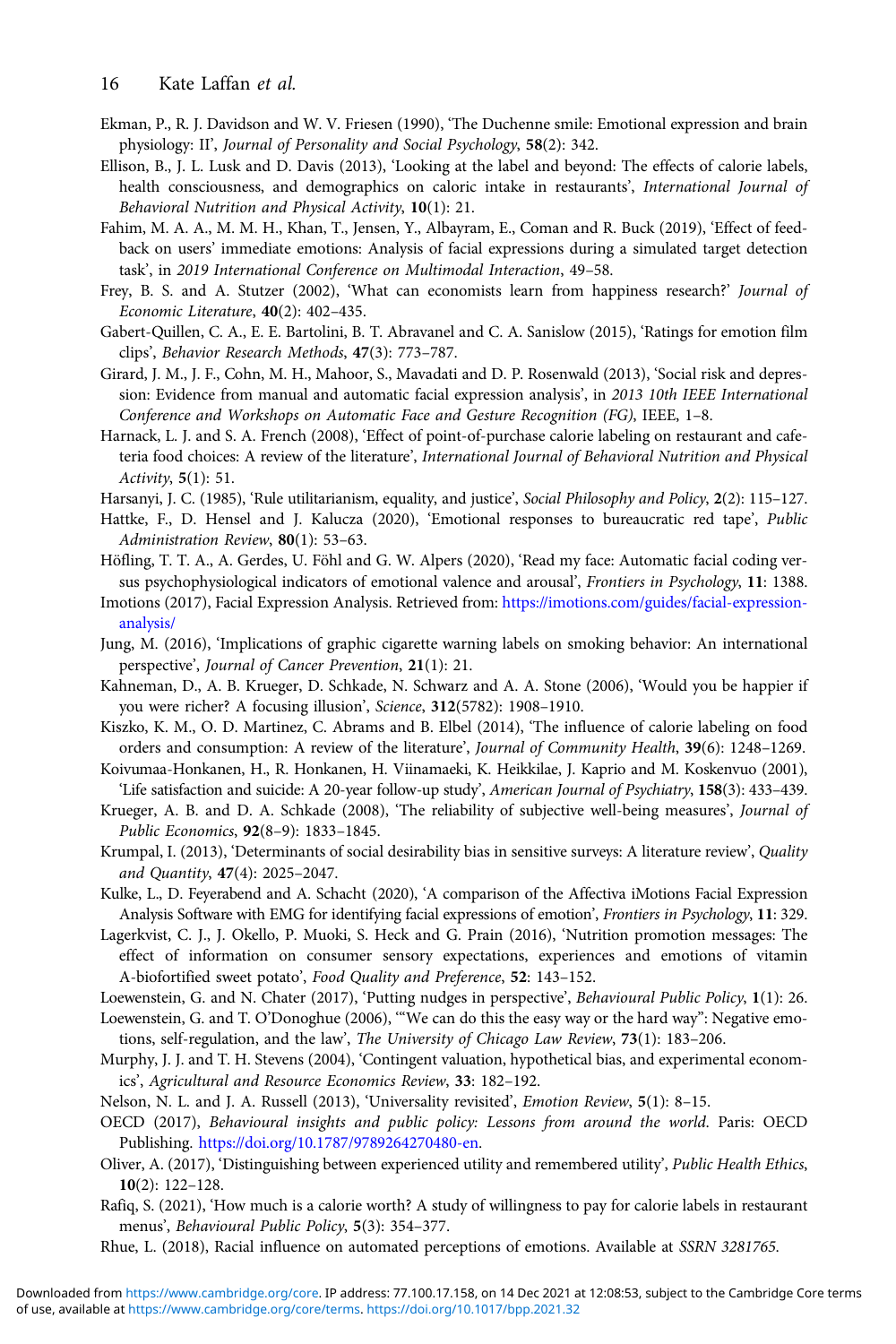Ekman, P., R. J. Davidson and W. V. Friesen (1990), 'The Duchenne smile: Emotional expression and brain physiology: II', *Journal of Personality and Social Psychology*, **58**(2): 342.

Ellison, B., J. L. Lusk and D. Davis (2013), 'Looking at the label and beyond: The effects of calorie labels, health consciousness, and demographics on caloric intake in restaurants', *International Journal of Behavioral Nutrition and Physical Activity*, **10**(1): 21.

Fahim, M. A. A., M. M. H., Khan, T., Jensen, Y., Albayram, E., Coman and R. Buck (2019), 'Effect of feedback on users' immediate emotions: Analysis of facial expressions during a simulated target detection task', in *2019 International Conference on Multimodal Interaction*, 49–58.

Frey, B. S. and A. Stutzer (2002), 'What can economists learn from happiness research?' *Journal of Economic Literature*, **40**(2): 402–435.

Gabert-Quillen, C. A., E. E. Bartolini, B. T. Abravanel and C. A. Sanislow (2015), 'Ratings for emotion film clips', *Behavior Research Methods*, **47**(3): 773–787.

Girard, J. M., J. F., Cohn, M. H., Mahoor, S., Mavadati and D. P. Rosenwald (2013), 'Social risk and depression: Evidence from manual and automatic facial expression analysis', in *2013 10th IEEE International Conference and Workshops on Automatic Face and Gesture Recognition (FG)*, IEEE, 1–8.

Harnack, L. J. and S. A. French (2008), 'Effect of point-of-purchase calorie labeling on restaurant and cafeteria food choices: A review of the literature', *International Journal of Behavioral Nutrition and Physical Activity*, **5**(1): 51.

Harsanyi, J. C. (1985), 'Rule utilitarianism, equality, and justice', *Social Philosophy and Policy*, **2**(2): 115–127.

Hattke, F., D. Hensel and J. Kalucza (2020), 'Emotional responses to bureaucratic red tape', *Public Administration Review*, **80**(1): 53–63.

Höfling, T. T. A., A. Gerdes, U. Föhl and G. W. Alpers (2020), 'Read my face: Automatic facial coding versus psychophysiological indicators of emotional valence and arousal', *Frontiers in Psychology*, **11**: 1388.

Imotions (2017), Facial Expression Analysis. Retrieved from: https://imotions.com/guides/facial-expression-analysis/

Jung, M. (2016), 'Implications of graphic cigarette warning labels on smoking behavior: An international perspective', *Journal of Cancer Prevention*, **21**(1): 21.

Kahneman, D., A. B. Krueger, D. Schkade, N. Schwarz and A. A. Stone (2006), 'Would you be happier if you were richer? A focusing illusion', *Science*, **312**(5782): 1908–1910.

Kiszko, K. M., O. D. Martinez, C. Abrams and B. Elbel (2014), 'The influence of calorie labeling on food orders and consumption: A review of the literature', *Journal of Community Health*, **39**(6): 1248–1269.

Koivumaa-Honkanen, H., R. Honkanen, H. Viinamaeki, K. Heikkilae, J. Kaprio and M. Koskenvuo (2001), 'Life satisfaction and suicide: A 20-year follow-up study', *American Journal of Psychiatry*, **158**(3): 433–439.

Krueger, A. B. and D. A. Schkade (2008), 'The reliability of subjective well-being measures', *Journal of Public Economics*, **92**(8–9): 1833–1845.

Krumpal, I. (2013), 'Determinants of social desirability bias in sensitive surveys: A literature review', *Quality and Quantity*, **47**(4): 2025–2047.

Kulke, L., D. Feyerabend and A. Schacht (2020), 'A comparison of the Affectiva iMotions Facial Expression Analysis Software with EMG for identifying facial expressions of emotion', *Frontiers in Psychology*, **11**: 329.

Lagerkvist, C. J., J. Okello, P. Muoki, S. Heck and G. Prain (2016), 'Nutrition promotion messages: The effect of information on consumer sensory expectations, experiences and emotions of vitamin A-biofortified sweet potato', *Food Quality and Preference*, **52**: 143–152.

Loewenstein, G. and N. Chater (2017), 'Putting nudges in perspective', *Behavioural Public Policy*, **1**(1): 26.

Loewenstein, G. and T. O'Donoghue (2006), '"We can do this the easy way or the hard way": Negative emotions, self-regulation, and the law', *The University of Chicago Law Review*, **73**(1): 183–206.

Murphy, J. J. and T. H. Stevens (2004), 'Contingent valuation, hypothetical bias, and experimental economics', *Agricultural and Resource Economics Review*, **33**: 182–192.

Nelson, N. L. and J. A. Russell (2013), 'Universality revisited', *Emotion Review*, **5**(1): 8–15.

OECD (2017), *Behavioural insights and public policy: Lessons from around the world*. Paris: OECD Publishing. https://doi.org/10.1787/9789264270480-en.

Oliver, A. (2017), 'Distinguishing between experienced utility and remembered utility', *Public Health Ethics*, **10**(2): 122–128.

Rafiq, S. (2021), 'How much is a calorie worth? A study of willingness to pay for calorie labels in restaurant menus', *Behavioural Public Policy*, **5**(3): 354–377.

Rhue, L. (2018), Racial influence on automated perceptions of emotions. Available at *SSRN 3281765*.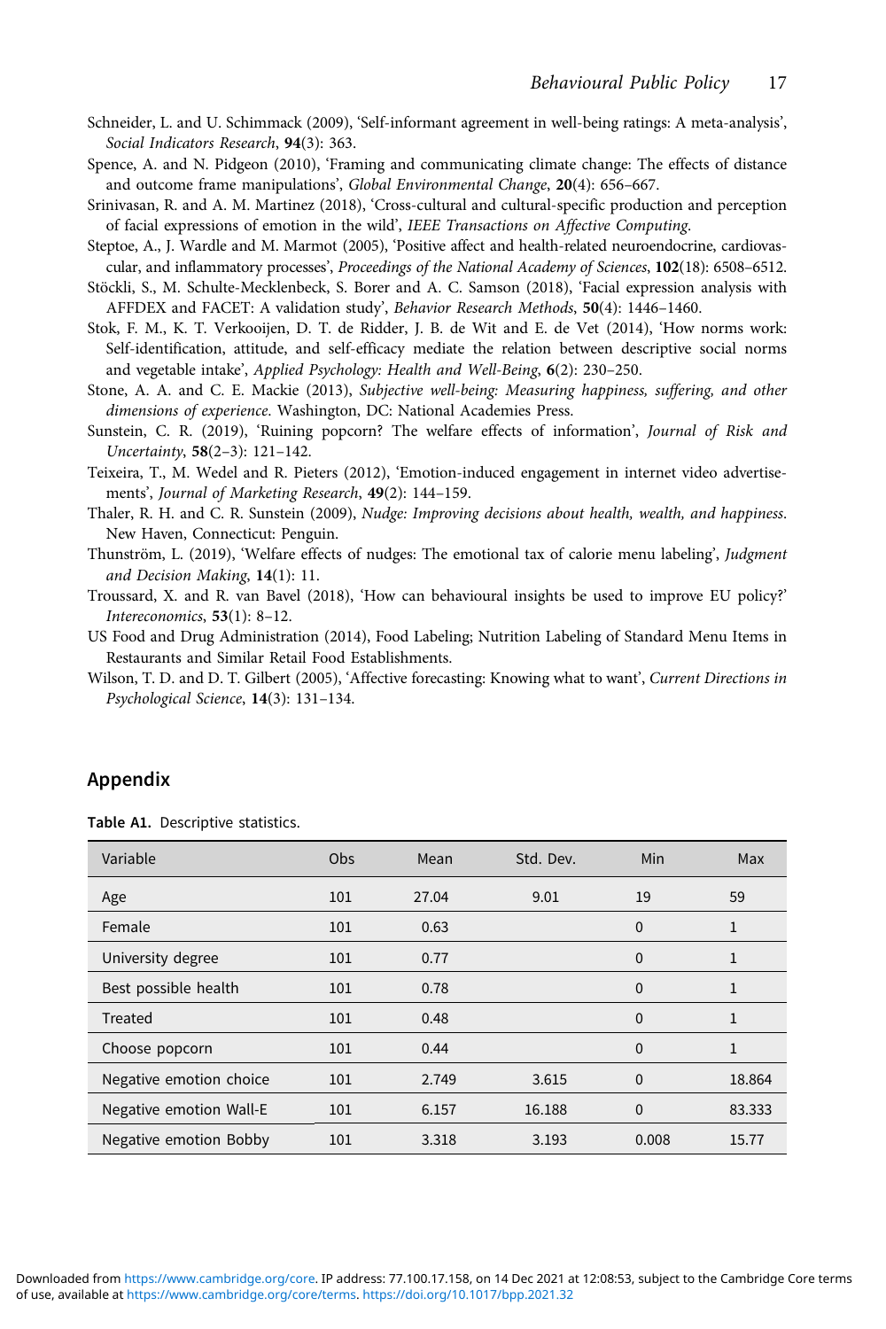Schneider, L. and U. Schimmack (2009), 'Self-informant agreement in well-being ratings: A meta-analysis', *Social Indicators Research*, **94**(3): 363.

Spence, A. and N. Pidgeon (2010), 'Framing and communicating climate change: The effects of distance and outcome frame manipulations', *Global Environmental Change*, **20**(4): 656–667.

Srinivasan, R. and A. M. Martinez (2018), 'Cross-cultural and cultural-specific production and perception of facial expressions of emotion in the wild', *IEEE Transactions on Affective Computing*.

Steptoe, A., J. Wardle and M. Marmot (2005), 'Positive affect and health-related neuroendocrine, cardiovascular, and inflammatory processes', *Proceedings of the National Academy of Sciences*, **102**(18): 6508–6512.

Stöckli, S., M. Schulte-Mecklenbeck, S. Borer and A. C. Samson (2018), 'Facial expression analysis with AFFDEX and FACET: A validation study', *Behavior Research Methods*, **50**(4): 1446–1460.

Stok, F. M., K. T. Verkooijen, D. T. de Ridder, J. B. de Wit and E. de Vet (2014), 'How norms work: Self-identification, attitude, and self-efficacy mediate the relation between descriptive social norms and vegetable intake', *Applied Psychology: Health and Well-Being*, **6**(2): 230–250.

Stone, A. A. and C. E. Mackie (2013), *Subjective well-being: Measuring happiness, suffering, and other dimensions of experience*. Washington, DC: National Academies Press.

Sunstein, C. R. (2019), 'Ruining popcorn? The welfare effects of information', *Journal of Risk and Uncertainty*, **58**(2–3): 121–142.

Teixeira, T., M. Wedel and R. Pieters (2012), 'Emotion-induced engagement in internet video advertisements', *Journal of Marketing Research*, **49**(2): 144–159.

Thaler, R. H. and C. R. Sunstein (2009), *Nudge: Improving decisions about health, wealth, and happiness*. New Haven, Connecticut: Penguin.

Thunström, L. (2019), 'Welfare effects of nudges: The emotional tax of calorie menu labeling', *Judgment and Decision Making*, **14**(1): 11.

Troussard, X. and R. van Bavel (2018), 'How can behavioural insights be used to improve EU policy?' *Intereconomics*, **53**(1): 8–12.

US Food and Drug Administration (2014), Food Labeling; Nutrition Labeling of Standard Menu Items in Restaurants and Similar Retail Food Establishments.

Wilson, T. D. and D. T. Gilbert (2005), 'Affective forecasting: Knowing what to want', *Current Directions in Psychological Science*, **14**(3): 131–134.

## Appendix

**Table A1.** Descriptive statistics.

| Variable | Obs | Mean | Std. Dev. | Min | Max |
|---|---|---|---|---|---|
| Age | 101 | 27.04 | 9.01 | 19 | 59 |
| Female | 101 | 0.63 | | 0 | 1 |
| University degree | 101 | 0.77 | | 0 | 1 |
| Best possible health | 101 | 0.78 | | 0 | 1 |
| Treated | 101 | 0.48 | | 0 | 1 |
| Choose popcorn | 101 | 0.44 | | 0 | 1 |
| Negative emotion choice | 101 | 2.749 | 3.615 | 0 | 18.864 |
| Negative emotion Wall-E | 101 | 6.157 | 16.188 | 0 | 83.333 |
| Negative emotion Bobby | 101 | 3.318 | 3.193 | 0.008 | 15.77 |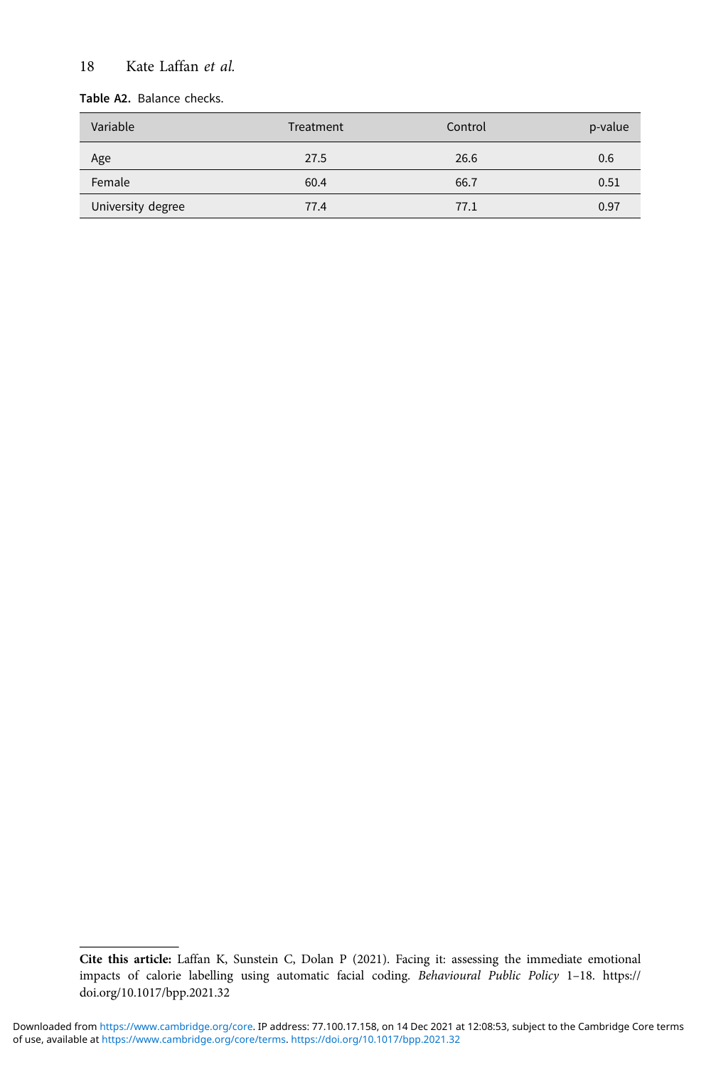**Table A2.** Balance checks.

| Variable | Treatment | Control | p-value |
|---|---|---|---|
| Age | 27.5 | 26.6 | 0.6 |
| Female | 60.4 | 66.7 | 0.51 |
| University degree | 77.4 | 77.1 | 0.97 |

**Cite this article:** Laffan K, Sunstein C, Dolan P (2021). Facing it: assessing the immediate emotional impacts of calorie labelling using automatic facial coding. *Behavioural Public Policy* 1–18. https://doi.org/10.1017/bpp.2021.32